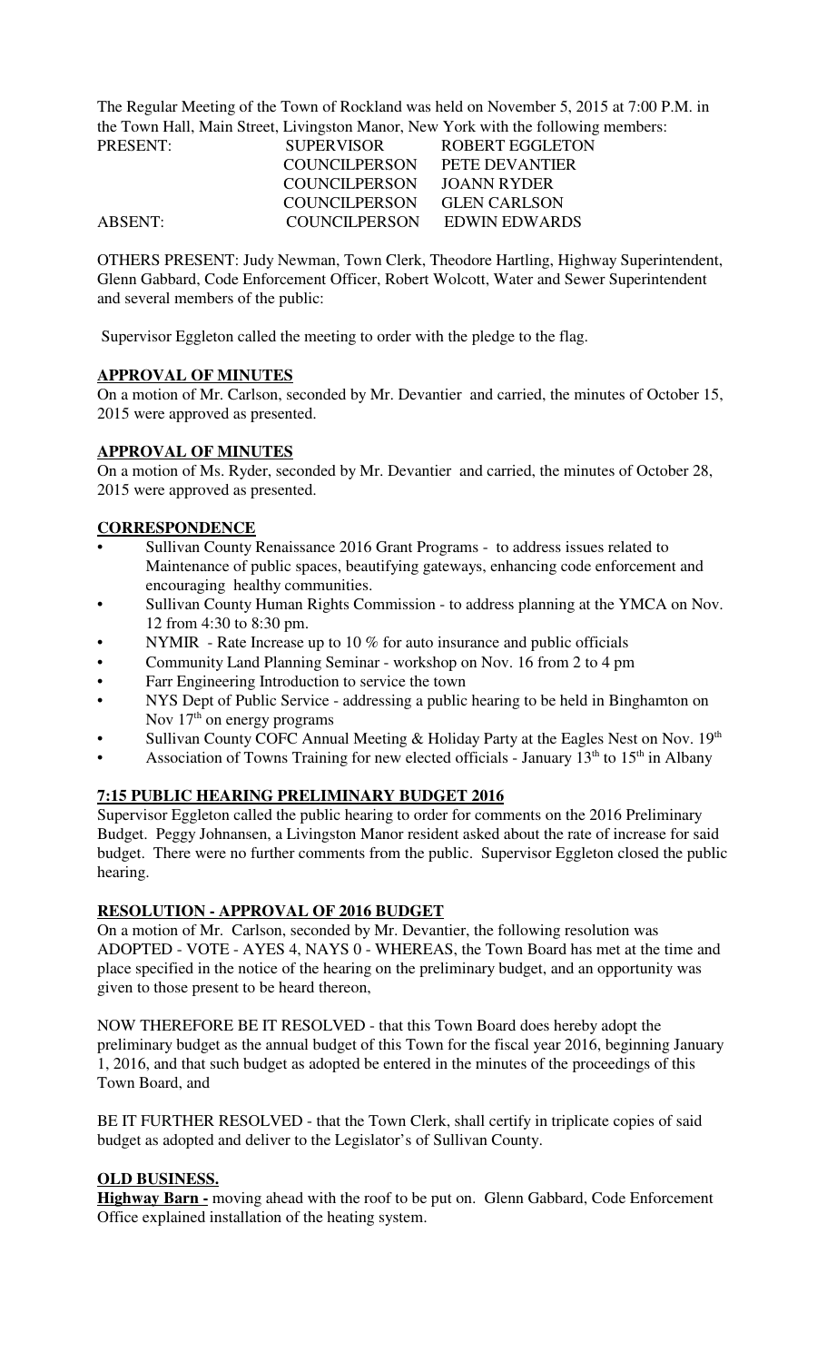The Regular Meeting of the Town of Rockland was held on November 5, 2015 at 7:00 P.M. in the Town Hall, Main Street, Livingston Manor, New York with the following members:

| | | |
|---|---|---|
| PRESENT: | SUPERVISOR | ROBERT EGGLETON |
| | COUNCILPERSON | PETE DEVANTIER |
| | COUNCILPERSON | JOANN RYDER |
| | COUNCILPERSON | GLEN CARLSON |
| ABSENT: | COUNCILPERSON | EDWIN EDWARDS |

OTHERS PRESENT: Judy Newman, Town Clerk, Theodore Hartling, Highway Superintendent, Glenn Gabbard, Code Enforcement Officer, Robert Wolcott, Water and Sewer Superintendent and several members of the public:

Supervisor Eggleton called the meeting to order with the pledge to the flag.

**APPROVAL OF MINUTES**

On a motion of Mr. Carlson, seconded by Mr. Devantier and carried, the minutes of October 15, 2015 were approved as presented.

**APPROVAL OF MINUTES**

On a motion of Ms. Ryder, seconded by Mr. Devantier and carried, the minutes of October 28, 2015 were approved as presented.

**CORRESPONDENCE**

- Sullivan County Renaissance 2016 Grant Programs - to address issues related to Maintenance of public spaces, beautifying gateways, enhancing code enforcement and encouraging healthy communities.
- Sullivan County Human Rights Commission - to address planning at the YMCA on Nov. 12 from 4:30 to 8:30 pm.
- NYMIR - Rate Increase up to 10 % for auto insurance and public officials
- Community Land Planning Seminar - workshop on Nov. 16 from 2 to 4 pm
- Farr Engineering Introduction to service the town
- NYS Dept of Public Service - addressing a public hearing to be held in Binghamton on Nov 17th on energy programs
- Sullivan County COFC Annual Meeting & Holiday Party at the Eagles Nest on Nov. 19th
- Association of Towns Training for new elected officials - January 13th to 15th in Albany

**7:15 PUBLIC HEARING PRELIMINARY BUDGET 2016**

Supervisor Eggleton called the public hearing to order for comments on the 2016 Preliminary Budget. Peggy Johnansen, a Livingston Manor resident asked about the rate of increase for said budget. There were no further comments from the public. Supervisor Eggleton closed the public hearing.

**RESOLUTION - APPROVAL OF 2016 BUDGET**

On a motion of Mr. Carlson, seconded by Mr. Devantier, the following resolution was ADOPTED - VOTE - AYES 4, NAYS 0 - WHEREAS, the Town Board has met at the time and place specified in the notice of the hearing on the preliminary budget, and an opportunity was given to those present to be heard thereon,

NOW THEREFORE BE IT RESOLVED - that this Town Board does hereby adopt the preliminary budget as the annual budget of this Town for the fiscal year 2016, beginning January 1, 2016, and that such budget as adopted be entered in the minutes of the proceedings of this Town Board, and

BE IT FURTHER RESOLVED - that the Town Clerk, shall certify in triplicate copies of said budget as adopted and deliver to the Legislator's of Sullivan County.

**OLD BUSINESS.**

**Highway Barn -** moving ahead with the roof to be put on. Glenn Gabbard, Code Enforcement Office explained installation of the heating system.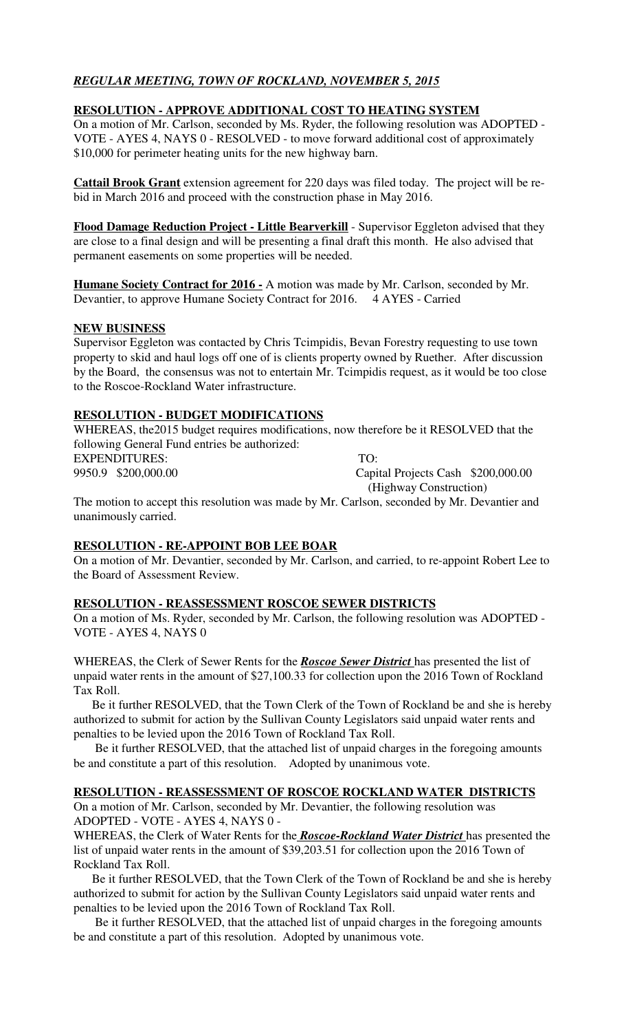***REGULAR MEETING, TOWN OF ROCKLAND, NOVEMBER 5, 2015***

**RESOLUTION - APPROVE ADDITIONAL COST TO HEATING SYSTEM**

On a motion of Mr. Carlson, seconded by Ms. Ryder, the following resolution was ADOPTED - VOTE - AYES 4, NAYS 0 - RESOLVED - to move forward additional cost of approximately $10,000 for perimeter heating units for the new highway barn.

**Cattail Brook Grant** extension agreement for 220 days was filed today. The project will be re-bid in March 2016 and proceed with the construction phase in May 2016.

**Flood Damage Reduction Project - Little Bearverkill** - Supervisor Eggleton advised that they are close to a final design and will be presenting a final draft this month. He also advised that permanent easements on some properties will be needed.

**Humane Society Contract for 2016 -** A motion was made by Mr. Carlson, seconded by Mr. Devantier, to approve Humane Society Contract for 2016. 4 AYES - Carried

**NEW BUSINESS**

Supervisor Eggleton was contacted by Chris Tcimpidis, Bevan Forestry requesting to use town property to skid and haul logs off one of is clients property owned by Ruether. After discussion by the Board, the consensus was not to entertain Mr. Tcimpidis request, as it would be too close to the Roscoe-Rockland Water infrastructure.

**RESOLUTION - BUDGET MODIFICATIONS**

WHEREAS, the2015 budget requires modifications, now therefore be it RESOLVED that the following General Fund entries be authorized:

| EXPENDITURES: | TO: |
|---|---|
| 9950.9 $200,000.00 | Capital Projects Cash $200,000.00 (Highway Construction) |

The motion to accept this resolution was made by Mr. Carlson, seconded by Mr. Devantier and unanimously carried.

**RESOLUTION - RE-APPOINT BOB LEE BOAR**

On a motion of Mr. Devantier, seconded by Mr. Carlson, and carried, to re-appoint Robert Lee to the Board of Assessment Review.

**RESOLUTION - REASSESSMENT ROSCOE SEWER DISTRICTS**

On a motion of Ms. Ryder, seconded by Mr. Carlson, the following resolution was ADOPTED - VOTE - AYES 4, NAYS 0

WHEREAS, the Clerk of Sewer Rents for the ***Roscoe Sewer District*** has presented the list of unpaid water rents in the amount of $27,100.33 for collection upon the 2016 Town of Rockland Tax Roll.

Be it further RESOLVED, that the Town Clerk of the Town of Rockland be and she is hereby authorized to submit for action by the Sullivan County Legislators said unpaid water rents and penalties to be levied upon the 2016 Town of Rockland Tax Roll.

Be it further RESOLVED, that the attached list of unpaid charges in the foregoing amounts be and constitute a part of this resolution. Adopted by unanimous vote.

**RESOLUTION - REASSESSMENT OF ROSCOE ROCKLAND WATER DISTRICTS**

On a motion of Mr. Carlson, seconded by Mr. Devantier, the following resolution was ADOPTED - VOTE - AYES 4, NAYS 0 -

WHEREAS, the Clerk of Water Rents for the ***Roscoe-Rockland Water District*** has presented the list of unpaid water rents in the amount of $39,203.51 for collection upon the 2016 Town of Rockland Tax Roll.

Be it further RESOLVED, that the Town Clerk of the Town of Rockland be and she is hereby authorized to submit for action by the Sullivan County Legislators said unpaid water rents and penalties to be levied upon the 2016 Town of Rockland Tax Roll.

Be it further RESOLVED, that the attached list of unpaid charges in the foregoing amounts be and constitute a part of this resolution. Adopted by unanimous vote.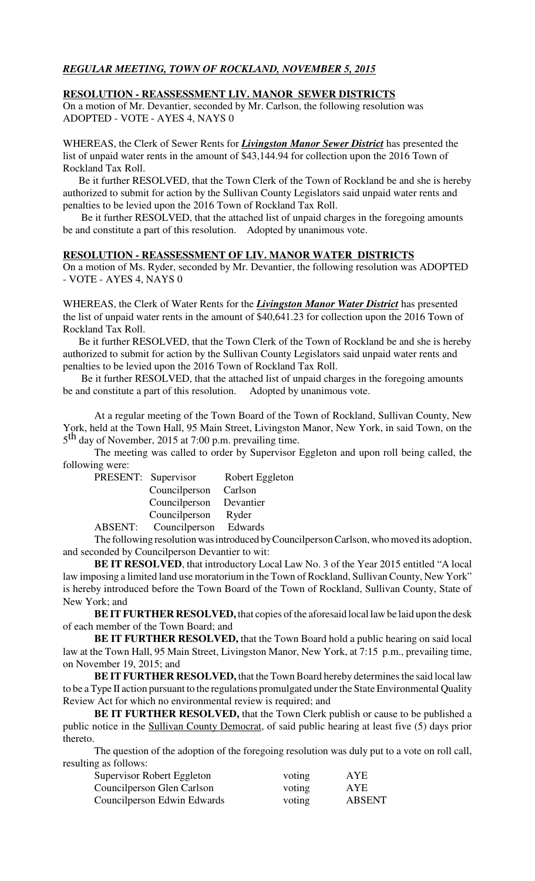***REGULAR MEETING, TOWN OF ROCKLAND, NOVEMBER 5, 2015***

**RESOLUTION - REASSESSMENT LIV. MANOR SEWER DISTRICTS**

On a motion of Mr. Devantier, seconded by Mr. Carlson, the following resolution was ADOPTED - VOTE - AYES 4, NAYS 0

WHEREAS, the Clerk of Sewer Rents for ***Livingston Manor Sewer District*** has presented the list of unpaid water rents in the amount of $43,144.94 for collection upon the 2016 Town of Rockland Tax Roll.

Be it further RESOLVED, that the Town Clerk of the Town of Rockland be and she is hereby authorized to submit for action by the Sullivan County Legislators said unpaid water rents and penalties to be levied upon the 2016 Town of Rockland Tax Roll.

Be it further RESOLVED, that the attached list of unpaid charges in the foregoing amounts be and constitute a part of this resolution. Adopted by unanimous vote.

**RESOLUTION - REASSESSMENT OF LIV. MANOR WATER DISTRICTS**

On a motion of Ms. Ryder, seconded by Mr. Devantier, the following resolution was ADOPTED - VOTE - AYES 4, NAYS 0

WHEREAS, the Clerk of Water Rents for the ***Livingston Manor Water District*** has presented the list of unpaid water rents in the amount of $40,641.23 for collection upon the 2016 Town of Rockland Tax Roll.

Be it further RESOLVED, that the Town Clerk of the Town of Rockland be and she is hereby authorized to submit for action by the Sullivan County Legislators said unpaid water rents and penalties to be levied upon the 2016 Town of Rockland Tax Roll.

Be it further RESOLVED, that the attached list of unpaid charges in the foregoing amounts be and constitute a part of this resolution. Adopted by unanimous vote.

At a regular meeting of the Town Board of the Town of Rockland, Sullivan County, New York, held at the Town Hall, 95 Main Street, Livingston Manor, New York, in said Town, on the 5th day of November, 2015 at 7:00 p.m. prevailing time.

The meeting was called to order by Supervisor Eggleton and upon roll being called, the following were:

| | | |
|---|---|---|
| PRESENT: | Supervisor | Robert Eggleton |
| | Councilperson | Carlson |
| | Councilperson | Devantier |
| | Councilperson | Ryder |
| ABSENT: | Councilperson | Edwards |

The following resolution was introduced by Councilperson Carlson, who moved its adoption, and seconded by Councilperson Devantier to wit:

**BE IT RESOLVED**, that introductory Local Law No. 3 of the Year 2015 entitled "A local law imposing a limited land use moratorium in the Town of Rockland, Sullivan County, New York" is hereby introduced before the Town Board of the Town of Rockland, Sullivan County, State of New York; and

**BE IT FURTHER RESOLVED,** that copies of the aforesaid local law be laid upon the desk of each member of the Town Board; and

**BE IT FURTHER RESOLVED,** that the Town Board hold a public hearing on said local law at the Town Hall, 95 Main Street, Livingston Manor, New York, at 7:15 p.m., prevailing time, on November 19, 2015; and

**BE IT FURTHER RESOLVED,** that the Town Board hereby determines the said local law to be a Type II action pursuant to the regulations promulgated under the State Environmental Quality Review Act for which no environmental review is required; and

**BE IT FURTHER RESOLVED,** that the Town Clerk publish or cause to be published a public notice in the Sullivan County Democrat, of said public hearing at least five (5) days prior thereto.

The question of the adoption of the foregoing resolution was duly put to a vote on roll call, resulting as follows:

| | | |
|---|---|---|
| Supervisor Robert Eggleton | voting | AYE |
| Councilperson Glen Carlson | voting | AYE |
| Councilperson Edwin Edwards | voting | ABSENT |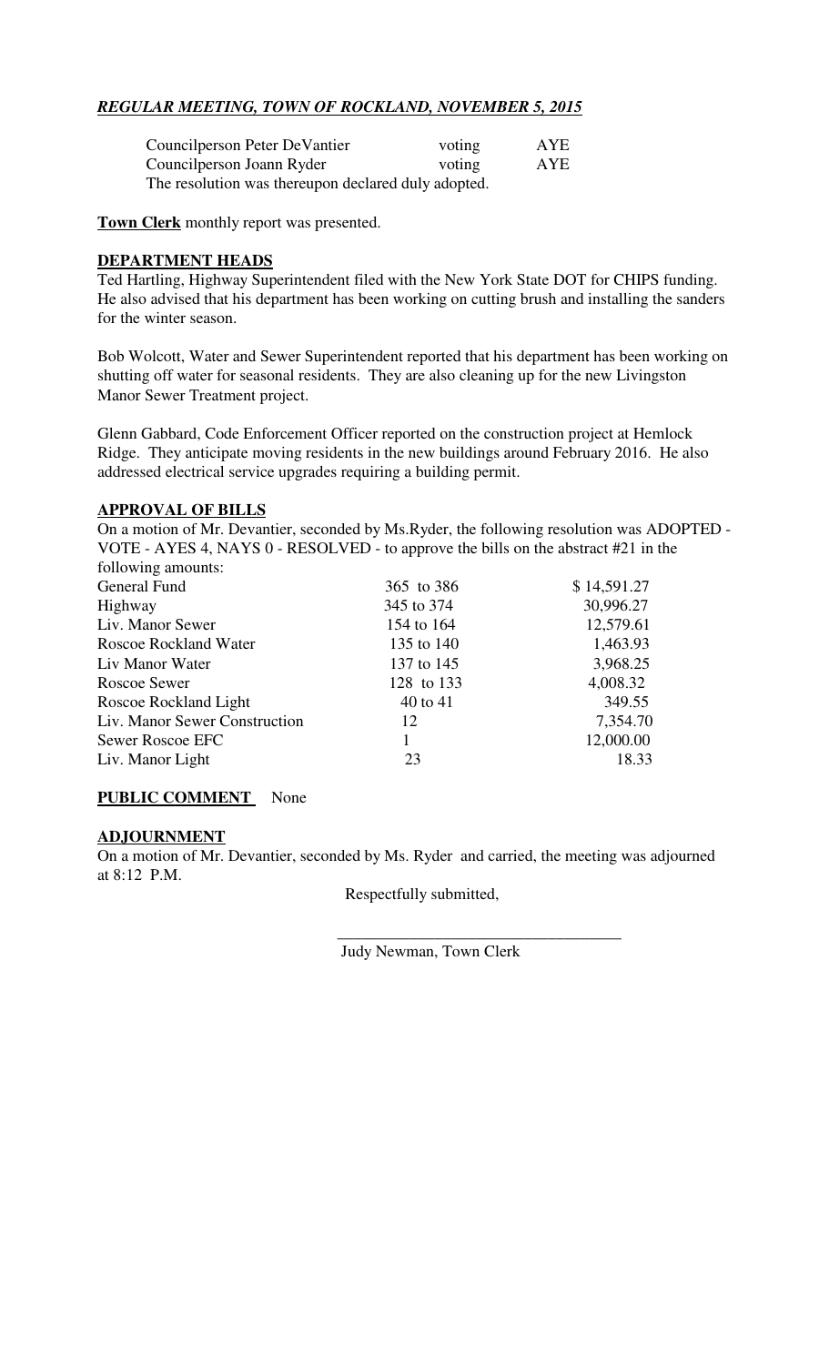***REGULAR MEETING, TOWN OF ROCKLAND, NOVEMBER 5, 2015***

| | | |
|---|---|---|
| Councilperson Peter DeVantier | voting | AYE |
| Councilperson Joann Ryder | voting | AYE |

The resolution was thereupon declared duly adopted.

**Town Clerk** monthly report was presented.

**DEPARTMENT HEADS**

Ted Hartling, Highway Superintendent filed with the New York State DOT for CHIPS funding. He also advised that his department has been working on cutting brush and installing the sanders for the winter season.

Bob Wolcott, Water and Sewer Superintendent reported that his department has been working on shutting off water for seasonal residents. They are also cleaning up for the new Livingston Manor Sewer Treatment project.

Glenn Gabbard, Code Enforcement Officer reported on the construction project at Hemlock Ridge. They anticipate moving residents in the new buildings around February 2016. He also addressed electrical service upgrades requiring a building permit.

**APPROVAL OF BILLS**

On a motion of Mr. Devantier, seconded by Ms.Ryder, the following resolution was ADOPTED - VOTE - AYES 4, NAYS 0 - RESOLVED - to approve the bills on the abstract #21 in the following amounts:

| | | |
|---|---|---|
| General Fund | 365 to 386 | $ 14,591.27 |
| Highway | 345 to 374 | 30,996.27 |
| Liv. Manor Sewer | 154 to 164 | 12,579.61 |
| Roscoe Rockland Water | 135 to 140 | 1,463.93 |
| Liv Manor Water | 137 to 145 | 3,968.25 |
| Roscoe Sewer | 128 to 133 | 4,008.32 |
| Roscoe Rockland Light | 40 to 41 | 349.55 |
| Liv. Manor Sewer Construction | 12 | 7,354.70 |
| Sewer Roscoe EFC | 1 | 12,000.00 |
| Liv. Manor Light | 23 | 18.33 |

**PUBLIC COMMENT** None

**ADJOURNMENT**

On a motion of Mr. Devantier, seconded by Ms. Ryder and carried, the meeting was adjourned at 8:12 P.M.

Respectfully submitted,

\_\_\_\_\_\_\_\_\_\_\_\_\_\_\_\_\_\_\_\_\_\_\_\_\_\_\_\_\_\_\_\_\_\_

Judy Newman, Town Clerk